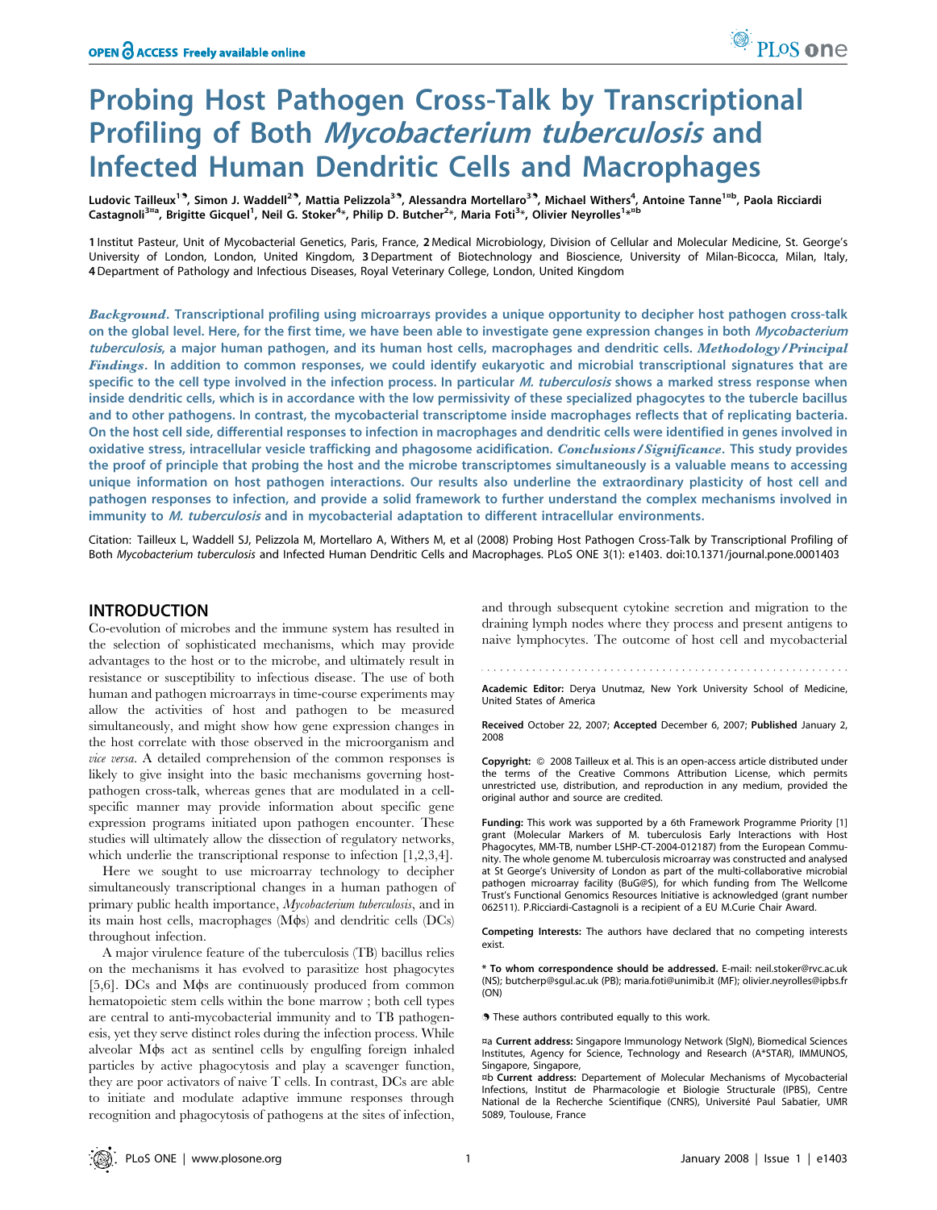# Probing Host Pathogen Cross-Talk by Transcriptional Profiling of Both *Mycobacterium tuberculosis* and Infected Human Dendritic Cells and Macrophages

Ludovic Tailleux[1¶], Simon J. Waddell[2¶], Mattia Pelizzola[3¶], Alessandra Mortellaro[3¶], Michael Withers[4], Antoine Tanne[1¤b], Paola Ricciardi Castagnoli[3¤a], Brigitte Gicquel[1], Neil G. Stoker[4*], Philip D. Butcher[2*], Maria Foti[3*], Olivier Neyrolles[1*¤b]

1 Institut Pasteur, Unit of Mycobacterial Genetics, Paris, France, 2 Medical Microbiology, Division of Cellular and Molecular Medicine, St. George's University of London, London, United Kingdom, 3 Department of Biotechnology and Bioscience, University of Milan-Bicocca, Milan, Italy, 4 Department of Pathology and Infectious Diseases, Royal Veterinary College, London, United Kingdom

***Background.*** **Transcriptional profiling using microarrays provides a unique opportunity to decipher host pathogen cross-talk on the global level. Here, for the first time, we have been able to investigate gene expression changes in both *Mycobacterium tuberculosis*, a major human pathogen, and its human host cells, macrophages and dendritic cells.** ***Methodology/Principal Findings.*** **In addition to common responses, we could identify eukaryotic and microbial transcriptional signatures that are specific to the cell type involved in the infection process. In particular *M. tuberculosis* shows a marked stress response when inside dendritic cells, which is in accordance with the low permissivity of these specialized phagocytes to the tubercle bacillus and to other pathogens. In contrast, the mycobacterial transcriptome inside macrophages reflects that of replicating bacteria. On the host cell side, differential responses to infection in macrophages and dendritic cells were identified in genes involved in oxidative stress, intracellular vesicle trafficking and phagosome acidification.** ***Conclusions/Significance.*** **This study provides the proof of principle that probing the host and the microbe transcriptomes simultaneously is a valuable means to accessing unique information on host pathogen interactions. Our results also underline the extraordinary plasticity of host cell and pathogen responses to infection, and provide a solid framework to further understand the complex mechanisms involved in immunity to *M. tuberculosis* and in mycobacterial adaptation to different intracellular environments.**

Citation: Tailleux L, Waddell SJ, Pelizzola M, Mortellaro A, Withers M, et al (2008) Probing Host Pathogen Cross-Talk by Transcriptional Profiling of Both *Mycobacterium tuberculosis* and Infected Human Dendritic Cells and Macrophages. PLoS ONE 3(1): e1403. doi:10.1371/journal.pone.0001403

## INTRODUCTION

Co-evolution of microbes and the immune system has resulted in the selection of sophisticated mechanisms, which may provide advantages to the host or to the microbe, and ultimately result in resistance or susceptibility to infectious disease. The use of both human and pathogen microarrays in time-course experiments may allow the activities of host and pathogen to be measured simultaneously, and might show how gene expression changes in the host correlate with those observed in the microorganism and *vice versa*. A detailed comprehension of the common responses is likely to give insight into the basic mechanisms governing host-pathogen cross-talk, whereas genes that are modulated in a cell-specific manner may provide information about specific gene expression programs initiated upon pathogen encounter. These studies will ultimately allow the dissection of regulatory networks, which underlie the transcriptional response to infection [1,2,3,4].

Here we sought to use microarray technology to decipher simultaneously transcriptional changes in a human pathogen of primary public health importance, *Mycobacterium tuberculosis*, and in its main host cells, macrophages (Mϕs) and dendritic cells (DCs) throughout infection.

A major virulence feature of the tuberculosis (TB) bacillus relies on the mechanisms it has evolved to parasitize host phagocytes [5,6]. DCs and Mϕs are continuously produced from common hematopoietic stem cells within the bone marrow ; both cell types are central to anti-mycobacterial immunity and to TB pathogenesis, yet they serve distinct roles during the infection process. While alveolar Mϕs act as sentinel cells by engulfing foreign inhaled particles by active phagocytosis and play a scavenger function, they are poor activators of naive T cells. In contrast, DCs are able to initiate and modulate adaptive immune responses through recognition and phagocytosis of pathogens at the sites of infection, and through subsequent cytokine secretion and migration to the draining lymph nodes where they process and present antigens to naive lymphocytes. The outcome of host cell and mycobacterial

---

**Academic Editor:** Derya Unutmaz, New York University School of Medicine, United States of America

**Received** October 22, 2007; **Accepted** December 6, 2007; **Published** January 2, 2008

**Copyright:** © 2008 Tailleux et al. This is an open-access article distributed under the terms of the Creative Commons Attribution License, which permits unrestricted use, distribution, and reproduction in any medium, provided the original author and source are credited.

**Funding:** This work was supported by a 6th Framework Programme Priority [1] grant (Molecular Markers of M. tuberculosis Early Interactions with Host Phagocytes, MM-TB, number LSHP-CT-2004-012187) from the European Community. The whole genome M. tuberculosis microarray was constructed and analysed at St George's University of London as part of the multi-collaborative microbial pathogen microarray facility (BuG@S), for which funding from The Wellcome Trust's Functional Genomics Resources Initiative is acknowledged (grant number 062511). P.Ricciardi-Castagnoli is a recipient of a EU M.Curie Chair Award.

**Competing Interests:** The authors have declared that no competing interests exist.

**\* To whom correspondence should be addressed.** E-mail: neil.stoker@rvc.ac.uk (NS); butcherp@sgul.ac.uk (PB); maria.foti@unimib.it (MF); olivier.neyrolles@ipbs.fr (ON)

¶ These authors contributed equally to this work.

¤a **Current address:** Singapore Immunology Network (SIgN), Biomedical Sciences Institutes, Agency for Science, Technology and Research (A*STAR), IMMUNOS, Singapore, Singapore,

¤b **Current address:** Departement of Molecular Mechanisms of Mycobacterial Infections, Institut de Pharmacologie et Biologie Structurale (IPBS), Centre National de la Recherche Scientifique (CNRS), Université Paul Sabatier, UMR 5089, Toulouse, France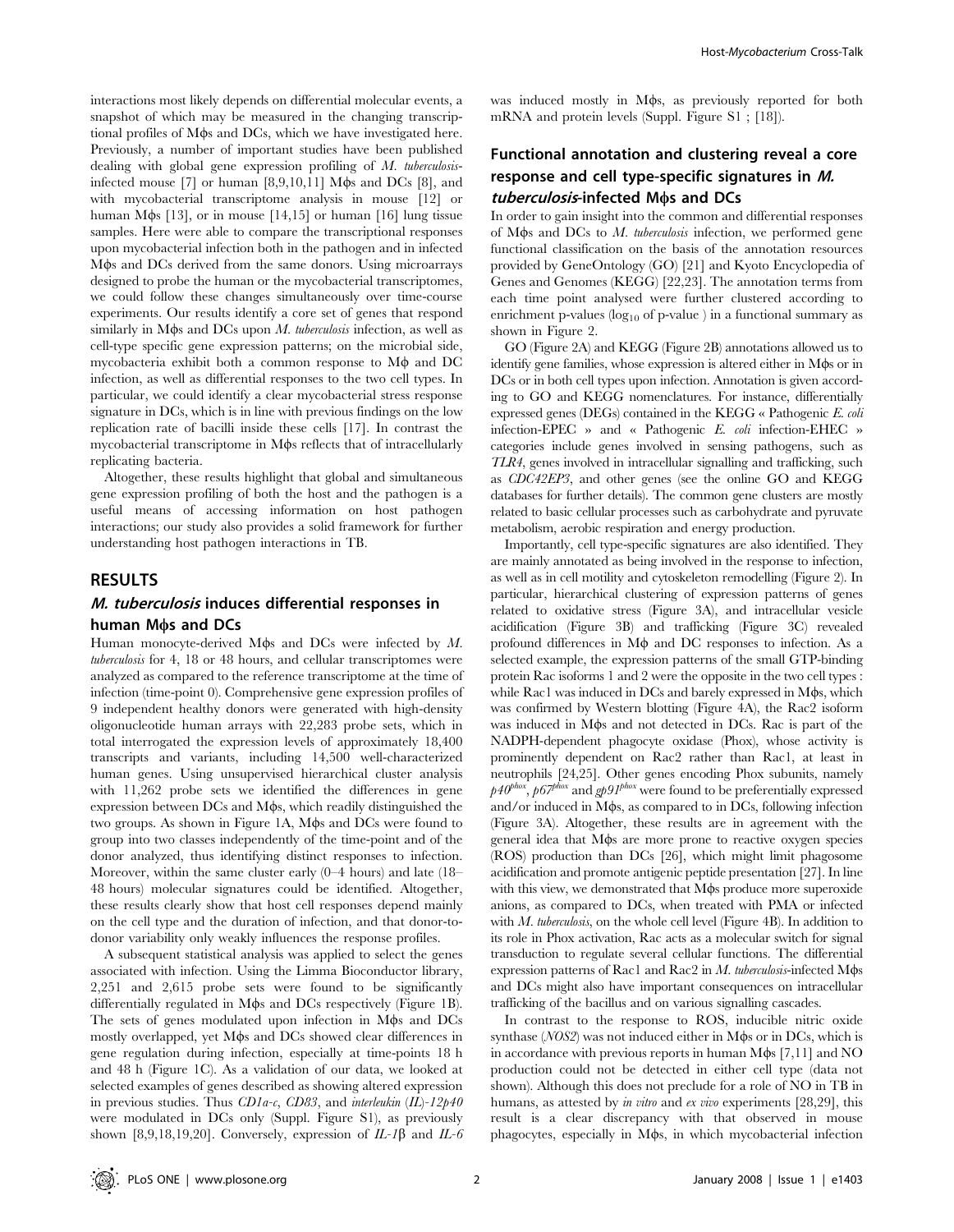interactions most likely depends on differential molecular events, a snapshot of which may be measured in the changing transcriptional profiles of Mϕs and DCs, which we have investigated here. Previously, a number of important studies have been published dealing with global gene expression profiling of *M. tuberculosis*-infected mouse [7] or human [8,9,10,11] Mϕs and DCs [8], and with mycobacterial transcriptome analysis in mouse [12] or human Mϕs [13], or in mouse [14,15] or human [16] lung tissue samples. Here were able to compare the transcriptional responses upon mycobacterial infection both in the pathogen and in infected Mϕs and DCs derived from the same donors. Using microarrays designed to probe the human or the mycobacterial transcriptomes, we could follow these changes simultaneously over time-course experiments. Our results identify a core set of genes that respond similarly in Mϕs and DCs upon *M. tuberculosis* infection, as well as cell-type specific gene expression patterns; on the microbial side, mycobacteria exhibit both a common response to Mϕ and DC infection, as well as differential responses to the two cell types. In particular, we could identify a clear mycobacterial stress response signature in DCs, which is in line with previous findings on the low replication rate of bacilli inside these cells [17]. In contrast the mycobacterial transcriptome in Mϕs reflects that of intracellularly replicating bacteria.

Altogether, these results highlight that global and simultaneous gene expression profiling of both the host and the pathogen is a useful means of accessing information on host pathogen interactions; our study also provides a solid framework for further understanding host pathogen interactions in TB.

## RESULTS

### *M. tuberculosis* induces differential responses in human Mϕs and DCs

Human monocyte-derived Mϕs and DCs were infected by *M. tuberculosis* for 4, 18 or 48 hours, and cellular transcriptomes were analyzed as compared to the reference transcriptome at the time of infection (time-point 0). Comprehensive gene expression profiles of 9 independent healthy donors were generated with high-density oligonucleotide human arrays with 22,283 probe sets, which in total interrogated the expression levels of approximately 18,400 transcripts and variants, including 14,500 well-characterized human genes. Using unsupervised hierarchical cluster analysis with 11,262 probe sets we identified the differences in gene expression between DCs and Mϕs, which readily distinguished the two groups. As shown in Figure 1A, Mϕs and DCs were found to group into two classes independently of the time-point and of the donor analyzed, thus identifying distinct responses to infection. Moreover, within the same cluster early (0–4 hours) and late (18–48 hours) molecular signatures could be identified. Altogether, these results clearly show that host cell responses depend mainly on the cell type and the duration of infection, and that donor-to-donor variability only weakly influences the response profiles.

A subsequent statistical analysis was applied to select the genes associated with infection. Using the Limma Bioconductor library, 2,251 and 2,615 probe sets were found to be significantly differentially regulated in Mϕs and DCs respectively (Figure 1B). The sets of genes modulated upon infection in Mϕs and DCs mostly overlapped, yet Mϕs and DCs showed clear differences in gene regulation during infection, especially at time-points 18 h and 48 h (Figure 1C). As a validation of our data, we looked at selected examples of genes described as showing altered expression in previous studies. Thus *CD1a-c*, *CD83*, and *interleukin* (*IL*)-*12p40* were modulated in DCs only (Suppl. Figure S1), as previously shown [8,9,18,19,20]. Conversely, expression of *IL-1β* and *IL-6* was induced mostly in Mϕs, as previously reported for both mRNA and protein levels (Suppl. Figure S1 ; [18]).

### Functional annotation and clustering reveal a core response and cell type-specific signatures in *M. tuberculosis*-infected Mϕs and DCs

In order to gain insight into the common and differential responses of Mϕs and DCs to *M. tuberculosis* infection, we performed gene functional classification on the basis of the annotation resources provided by GeneOntology (GO) [21] and Kyoto Encyclopedia of Genes and Genomes (KEGG) [22,23]. The annotation terms from each time point analysed were further clustered according to enrichment p-values ($\log_{10}$ of p-value ) in a functional summary as shown in Figure 2.

GO (Figure 2A) and KEGG (Figure 2B) annotations allowed us to identify gene families, whose expression is altered either in Mϕs or in DCs or in both cell types upon infection. Annotation is given according to GO and KEGG nomenclatures. For instance, differentially expressed genes (DEGs) contained in the KEGG « Pathogenic *E. coli* infection-EPEC » and « Pathogenic *E. coli* infection-EHEC » categories include genes involved in sensing pathogens, such as *TLR4*, genes involved in intracellular signalling and trafficking, such as *CDC42EP3*, and other genes (see the online GO and KEGG databases for further details). The common gene clusters are mostly related to basic cellular processes such as carbohydrate and pyruvate metabolism, aerobic respiration and energy production.

Importantly, cell type-specific signatures are also identified. They are mainly annotated as being involved in the response to infection, as well as in cell motility and cytoskeleton remodelling (Figure 2). In particular, hierarchical clustering of expression patterns of genes related to oxidative stress (Figure 3A), and intracellular vesicle acidification (Figure 3B) and trafficking (Figure 3C) revealed profound differences in Mϕ and DC responses to infection. As a selected example, the expression patterns of the small GTP-binding protein Rac isoforms 1 and 2 were the opposite in the two cell types : while Rac1 was induced in DCs and barely expressed in Mϕs, which was confirmed by Western blotting (Figure 4A), the Rac2 isoform was induced in Mϕs and not detected in DCs. Rac is part of the NADPH-dependent phagocyte oxidase (Phox), whose activity is prominently dependent on Rac2 rather than Rac1, at least in neutrophils [24,25]. Other genes encoding Phox subunits, namely $p40^{phox}$, $p67^{phox}$ and $gp91^{phox}$ were found to be preferentially expressed and/or induced in Mϕs, as compared to in DCs, following infection (Figure 3A). Altogether, these results are in agreement with the general idea that Mϕs are more prone to reactive oxygen species (ROS) production than DCs [26], which might limit phagosome acidification and promote antigenic peptide presentation [27]. In line with this view, we demonstrated that Mϕs produce more superoxide anions, as compared to DCs, when treated with PMA or infected with *M. tuberculosis*, on the whole cell level (Figure 4B). In addition to its role in Phox activation, Rac acts as a molecular switch for signal transduction to regulate several cellular functions. The differential expression patterns of Rac1 and Rac2 in *M. tuberculosis*-infected Mϕs and DCs might also have important consequences on intracellular trafficking of the bacillus and on various signalling cascades.

In contrast to the response to ROS, inducible nitric oxide synthase (*NOS2*) was not induced either in Mϕs or in DCs, which is in accordance with previous reports in human Mϕs [7,11] and NO production could not be detected in either cell type (data not shown). Although this does not preclude for a role of NO in TB in humans, as attested by *in vitro* and *ex vivo* experiments [28,29], this result is a clear discrepancy with that observed in mouse phagocytes, especially in Mϕs, in which mycobacterial infection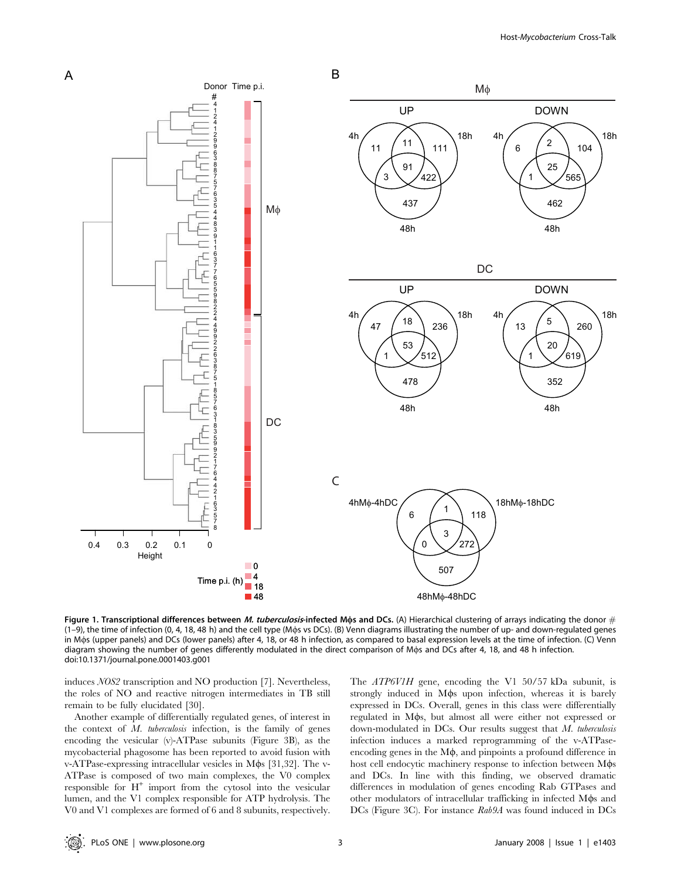**Figure 1. Transcriptional differences between *M. tuberculosis*-infected Mϕs and DCs.** (A) Hierarchical clustering of arrays indicating the donor # (1–9), the time of infection (0, 4, 18, 48 h) and the cell type (Mϕs vs DCs). (B) Venn diagrams illustrating the number of up- and down-regulated genes in Mϕs (upper panels) and DCs (lower panels) after 4, 18, or 48 h infection, as compared to basal expression levels at the time of infection. (C) Venn diagram showing the number of genes differently modulated in the direct comparison of Mϕs and DCs after 4, 18, and 48 h infection.
doi:10.1371/journal.pone.0001403.g001

induces *NOS2* transcription and NO production [7]. Nevertheless, the roles of NO and reactive nitrogen intermediates in TB still remain to be fully elucidated [30].

Another example of differentially regulated genes, of interest in the context of *M. tuberculosis* infection, is the family of genes encoding the vesicular (v)-ATPase subunits (Figure 3B), as the mycobacterial phagosome has been reported to avoid fusion with v-ATPase-expressing intracellular vesicles in Mϕs [31,32]. The v-ATPase is composed of two main complexes, the V0 complex responsible for $H^+$ import from the cytosol into the vesicular lumen, and the V1 complex responsible for ATP hydrolysis. The V0 and V1 complexes are formed of 6 and 8 subunits, respectively. The *ATP6V1H* gene, encoding the V1 50/57 kDa subunit, is strongly induced in Mϕs upon infection, whereas it is barely expressed in DCs. Overall, genes in this class were differentially regulated in Mϕs, but almost all were either not expressed or down-modulated in DCs. Our results suggest that *M. tuberculosis* infection induces a marked reprogramming of the v-ATPase-encoding genes in the Mϕ, and pinpoints a profound difference in host cell endocytic machinery response to infection between Mϕs and DCs. In line with this finding, we observed dramatic differences in modulation of genes encoding Rab GTPases and other modulators of intracellular trafficking in infected Mϕs and DCs (Figure 3C). For instance *Rab9A* was found induced in DCs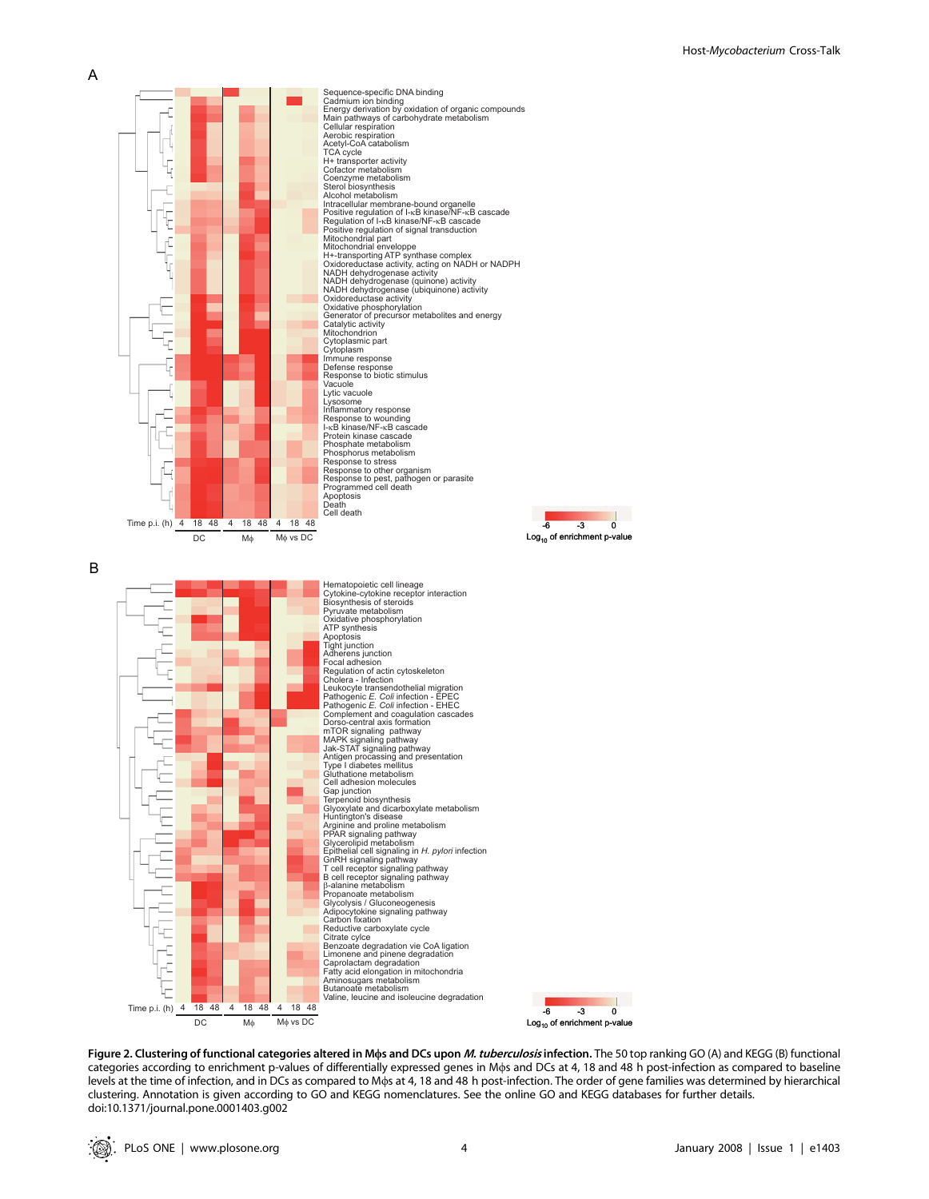**Figure 2. Clustering of functional categories altered in Mϕs and DCs upon *M. tuberculosis* infection.** The 50 top ranking GO (A) and KEGG (B) functional categories according to enrichment p-values of differentially expressed genes in Mϕs and DCs at 4, 18 and 48 h post-infection as compared to baseline levels at the time of infection, and in DCs as compared to Mϕs at 4, 18 and 48 h post-infection. The order of gene families was determined by hierarchical clustering. Annotation is given according to GO and KEGG nomenclatures. See the online GO and KEGG databases for further details.
doi:10.1371/journal.pone.0001403.g002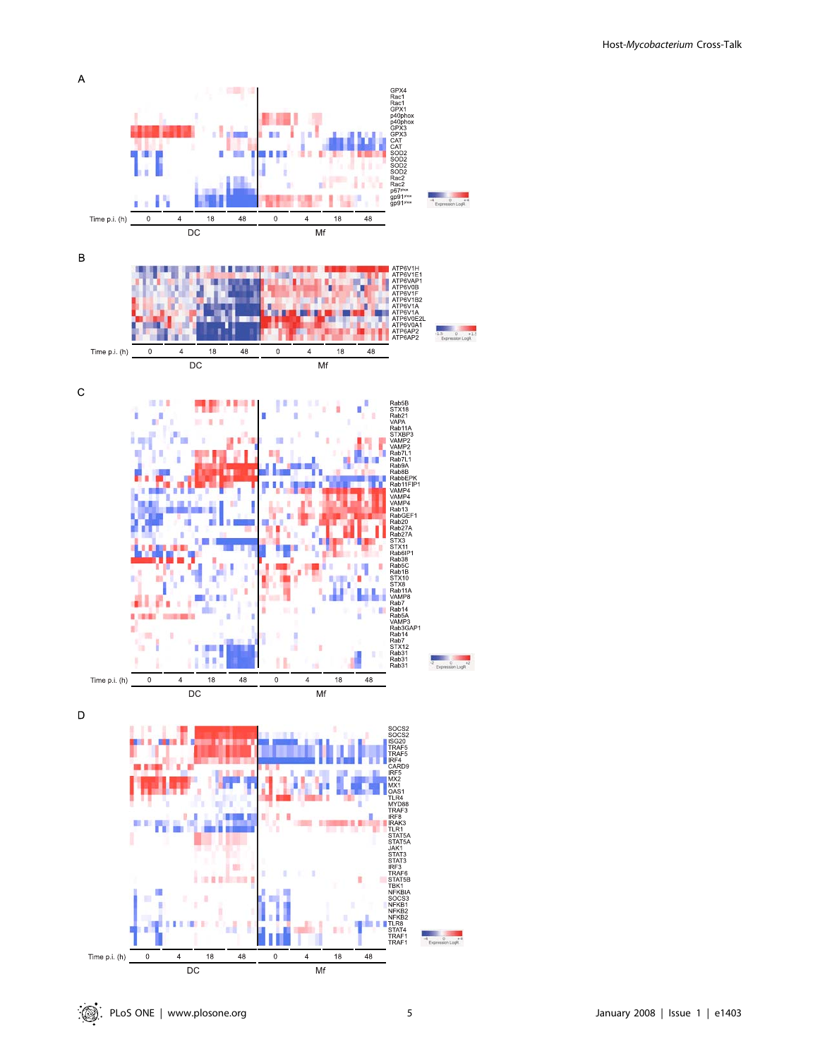A

B

C

D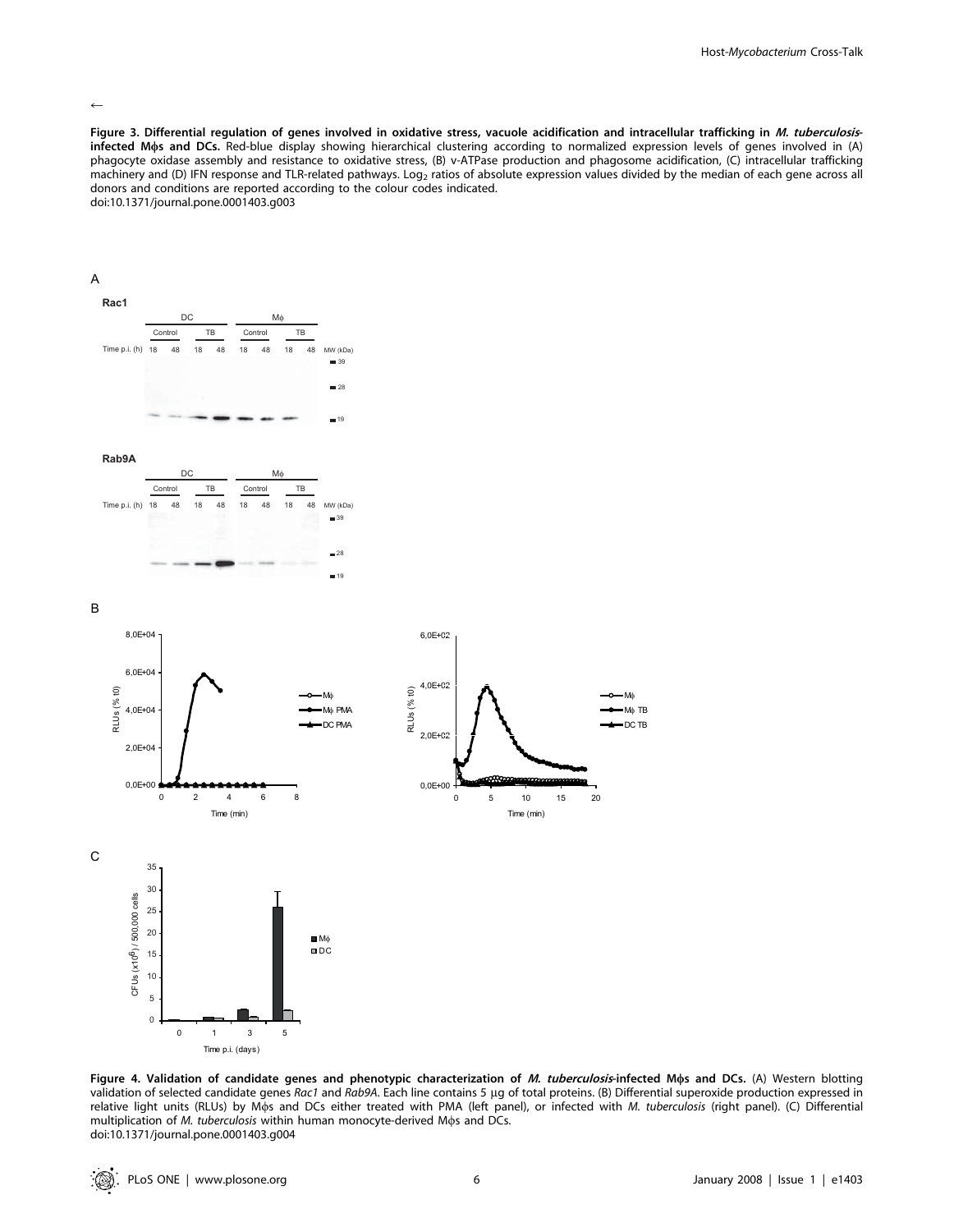←

**Figure 3. Differential regulation of genes involved in oxidative stress, vacuole acidification and intracellular trafficking in *M. tuberculosis*-infected Mϕs and DCs.** Red-blue display showing hierarchical clustering according to normalized expression levels of genes involved in (A) phagocyte oxidase assembly and resistance to oxidative stress, (B) v-ATPase production and phagosome acidification, (C) intracellular trafficking machinery and (D) IFN response and TLR-related pathways. $\text{Log}_2$ ratios of absolute expression values divided by the median of each gene across all donors and conditions are reported according to the colour codes indicated.
doi:10.1371/journal.pone.0001403.g003

**Figure 4. Validation of candidate genes and phenotypic characterization of *M. tuberculosis*-infected Mϕs and DCs.** (A) Western blotting validation of selected candidate genes *Rac1* and *Rab9A*. Each line contains 5 µg of total proteins. (B) Differential superoxide production expressed in relative light units (RLUs) by Mϕs and DCs either treated with PMA (left panel), or infected with *M. tuberculosis* (right panel). (C) Differential multiplication of *M. tuberculosis* within human monocyte-derived Mϕs and DCs.
doi:10.1371/journal.pone.0001403.g004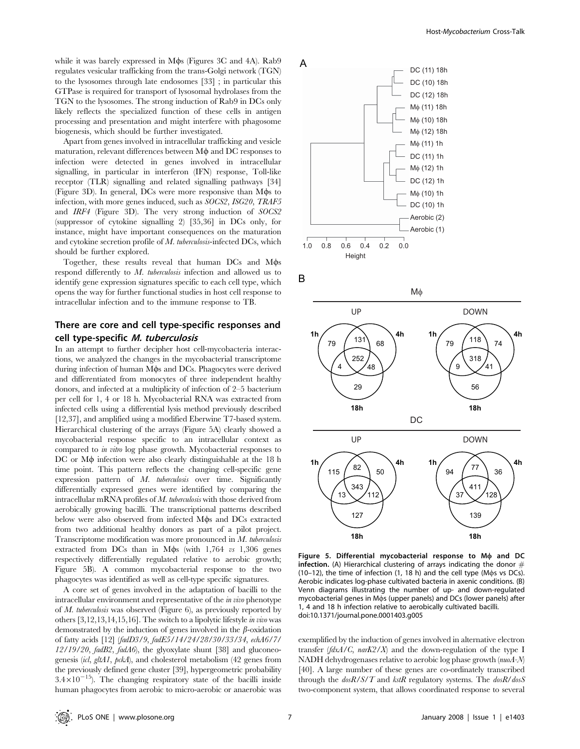while it was barely expressed in Mϕs (Figures 3C and 4A). Rab9 regulates vesicular trafficking from the trans-Golgi network (TGN) to the lysosomes through late endosomes [33] ; in particular this GTPase is required for transport of lysosomal hydrolases from the TGN to the lysosomes. The strong induction of Rab9 in DCs only likely reflects the specialized function of these cells in antigen processing and presentation and might interfere with phagosome biogenesis, which should be further investigated.

Apart from genes involved in intracellular trafficking and vesicle maturation, relevant differences between Mϕ and DC responses to infection were detected in genes involved in intracellular signalling, in particular in interferon (IFN) response, Toll-like receptor (TLR) signalling and related signalling pathways [34] (Figure 3D). In general, DCs were more responsive than Mϕs to infection, with more genes induced, such as *SOCS2*, *ISG20*, *TRAF5* and *IRF4* (Figure 3D). The very strong induction of *SOCS2* (suppressor of cytokine signalling 2) [35,36] in DCs only, for instance, might have important consequences on the maturation and cytokine secretion profile of *M. tuberculosis*-infected DCs, which should be further explored.

Together, these results reveal that human DCs and Mϕs respond differently to *M. tuberculosis* infection and allowed us to identify gene expression signatures specific to each cell type, which opens the way for further functional studies in host cell response to intracellular infection and to the immune response to TB.

## There are core and cell type-specific responses and cell type-specific *M. tuberculosis*

In an attempt to further decipher host cell-mycobacteria interactions, we analyzed the changes in the mycobacterial transcriptome during infection of human Mϕs and DCs. Phagocytes were derived and differentiated from monocytes of three independent healthy donors, and infected at a multiplicity of infection of 2–5 bacterium per cell for 1, 4 or 18 h. Mycobacterial RNA was extracted from infected cells using a differential lysis method previously described [12,37], and amplified using a modified Eberwine T7-based system. Hierarchical clustering of the arrays (Figure 5A) clearly showed a mycobacterial response specific to an intracellular context as compared to *in vitro* log phase growth. Mycobacterial responses to DC or Mϕ infection were also clearly distinguishable at the 18 h time point. This pattern reflects the changing cell-specific gene expression pattern of *M. tuberculosis* over time. Significantly differentially expressed genes were identified by comparing the intracellular mRNA profiles of *M. tuberculosis* with those derived from aerobically growing bacilli. The transcriptional patterns described below were also observed from infected Mϕs and DCs extracted from two additional healthy donors as part of a pilot project. Transcriptome modification was more pronounced in *M. tuberculosis* extracted from DCs than in Mϕs (with 1,764 *vs* 1,306 genes respectively differentially regulated relative to aerobic growth; Figure 5B). A common mycobacterial response to the two phagocytes was identified as well as cell-type specific signatures.

A core set of genes involved in the adaptation of bacilli to the intracellular environment and representative of the *in vivo* phenotype of *M. tuberculosis* was observed (Figure 6), as previously reported by others [3,12,13,14,15,16]. The switch to a lipolytic lifestyle *in vivo* was demonstrated by the induction of genes involved in the β-oxidation of fatty acids [12] (*fadD3/9*, *fadE5/14/24/28/30/33/34*, *echA6/7/12/19/20*, *fadB2*, *fadA6*), the glyoxylate shunt [38] and gluconeogenesis (*icl*, *gltA1*, *pckA*), and cholesterol metabolism (42 genes from the previously defined gene cluster [39], hypergeometric probability $3.4\times10^{-15}$). The changing respiratory state of the bacilli inside human phagocytes from aerobic to micro-aerobic or anaerobic was exemplified by the induction of genes involved in alternative electron transfer (*fdxA/C*, *narK2/X*) and the down-regulation of the type I NADH dehydrogenases relative to aerobic log phase growth (*nuoA-N*) [40]. A large number of these genes are co-ordinately transcribed through the *dosR/S/T* and *kstR* regulatory systems. The *dosR/dosS* two-component system, that allows coordinated response to several

**Figure 5. Differential mycobacterial response to Mϕ and DC infection.** (A) Hierarchical clustering of arrays indicating the donor # (10–12), the time of infection (1, 18 h) and the cell type (Mϕs vs DCs). Aerobic indicates log-phase cultivated bacteria in axenic conditions. (B) Venn diagrams illustrating the number of up- and down-regulated mycobacterial genes in Mϕs (upper panels) and DCs (lower panels) after 1, 4 and 18 h infection relative to aerobically cultivated bacilli.
doi:10.1371/journal.pone.0001403.g005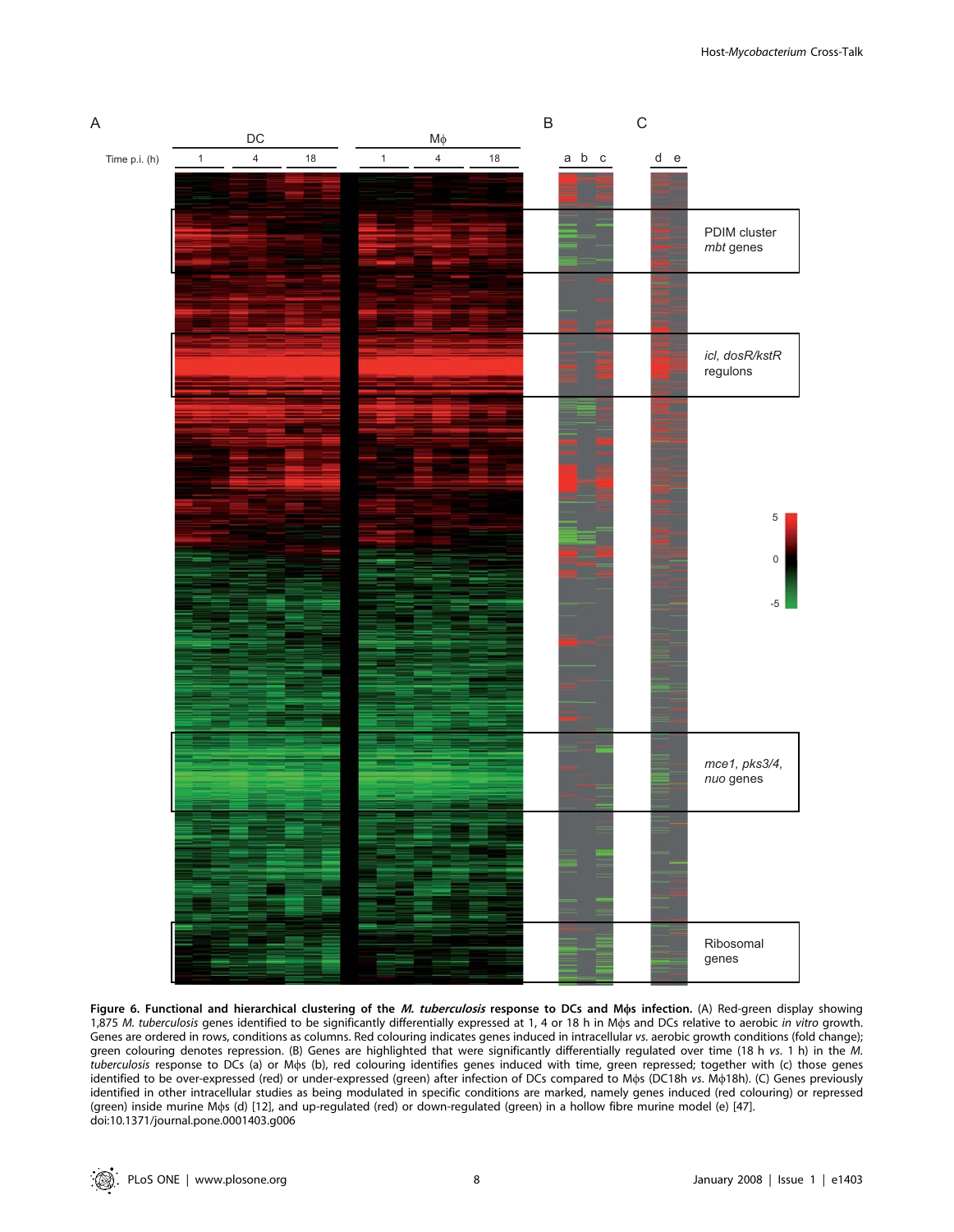**Figure 6. Functional and hierarchical clustering of the *M. tuberculosis* response to DCs and Mϕs infection.** (A) Red-green display showing 1,875 *M. tuberculosis* genes identified to be significantly differentially expressed at 1, 4 or 18 h in Mϕs and DCs relative to aerobic *in vitro* growth. Genes are ordered in rows, conditions as columns. Red colouring indicates genes induced in intracellular *vs.* aerobic growth conditions (fold change); green colouring denotes repression. (B) Genes are highlighted that were significantly differentially regulated over time (18 h *vs.* 1 h) in the *M. tuberculosis* response to DCs (a) or Mϕs (b), red colouring identifies genes induced with time, green repressed; together with (c) those genes identified to be over-expressed (red) or under-expressed (green) after infection of DCs compared to Mϕs (DC18h *vs.* Mϕ18h). (C) Genes previously identified in other intracellular studies as being modulated in specific conditions are marked, namely genes induced (red colouring) or repressed (green) inside murine Mϕs (d) [12], and up-regulated (red) or down-regulated (green) in a hollow fibre murine model (e) [47].
doi:10.1371/journal.pone.0001403.g006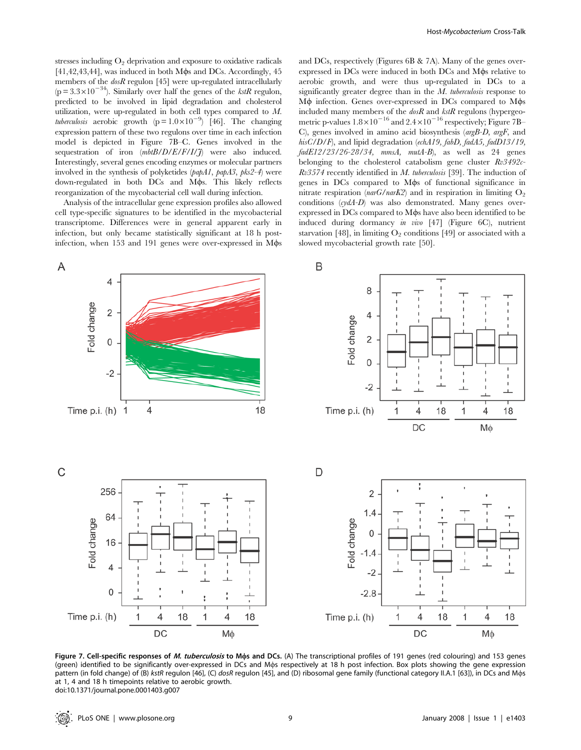stresses including $O_2$ deprivation and exposure to oxidative radicals [41,42,43,44], was induced in both Mϕs and DCs. Accordingly, 45 members of the *dosR* regulon [45] were up-regulated intracellularly ($p = 3.3 \times 10^{-34}$). Similarly over half the genes of the *kstR* regulon, predicted to be involved in lipid degradation and cholesterol utilization, were up-regulated in both cell types compared to *M. tuberculosis* aerobic growth ($p = 1.0 \times 10^{-9}$) [46]. The changing expression pattern of these two regulons over time in each infection model is depicted in Figure 7B–C. Genes involved in the sequestration of iron (*mbtB/D/E/F/I/J*) were also induced. Interestingly, several genes encoding enzymes or molecular partners involved in the synthesis of polyketides (*papA1*, *papA3*, *pks2-4*) were down-regulated in both DCs and Mϕs. This likely reflects reorganization of the mycobacterial cell wall during infection.

Analysis of the intracellular gene expression profiles also allowed cell type-specific signatures to be identified in the mycobacterial transcriptome. Differences were in general apparent early in infection, but only became statistically significant at 18 h post-infection, when 153 and 191 genes were over-expressed in Mϕs and DCs, respectively (Figures 6B & 7A). Many of the genes over-expressed in DCs were induced in both DCs and Mϕs relative to aerobic growth, and were thus up-regulated in DCs to a significantly greater degree than in the *M. tuberculosis* response to Mϕ infection. Genes over-expressed in DCs compared to Mϕs included many members of the *dosR* and *kstR* regulons (hypergeometric p-values $1.8 \times 10^{-16}$ and $2.4 \times 10^{-16}$ respectively; Figure 7B–C), genes involved in amino acid biosynthesis (*argB-D*, *argF*, and *hisC/D/F*), and lipid degradation (*echA19*, *fabD*, *fadA5*, *fadD13/19*, *fadE12/23/26-28/34*, *mmsA*, *mutA-B*), as well as 24 genes belonging to the cholesterol catabolism gene cluster *Rv3492c-Rv3574* recently identified in *M. tuberculosis* [39]. The induction of genes in DCs compared to Mϕs of functional significance in nitrate respiration (*narG/narK2*) and in respiration in limiting $O_2$ conditions (*cydA-D*) was also demonstrated. Many genes over-expressed in DCs compared to Mϕs have also been identified to be induced during dormancy *in vivo* [47] (Figure 6C), nutrient starvation [48], in limiting $O_2$ conditions [49] or associated with a slowed mycobacterial growth rate [50].

**Figure 7. Cell-specific responses of *M. tuberculosis* to Mϕs and DCs.** (A) The transcriptional profiles of 191 genes (red colouring) and 153 genes (green) identified to be significantly over-expressed in DCs and Mϕs respectively at 18 h post infection. Box plots showing the gene expression pattern (in fold change) of (B) *kstR* regulon [46], (C) *dosR* regulon [45], and (D) ribosomal gene family (functional category II.A.1 [63]), in DCs and Mϕs at 1, 4 and 18 h timepoints relative to aerobic growth.
doi:10.1371/journal.pone.0001403.g007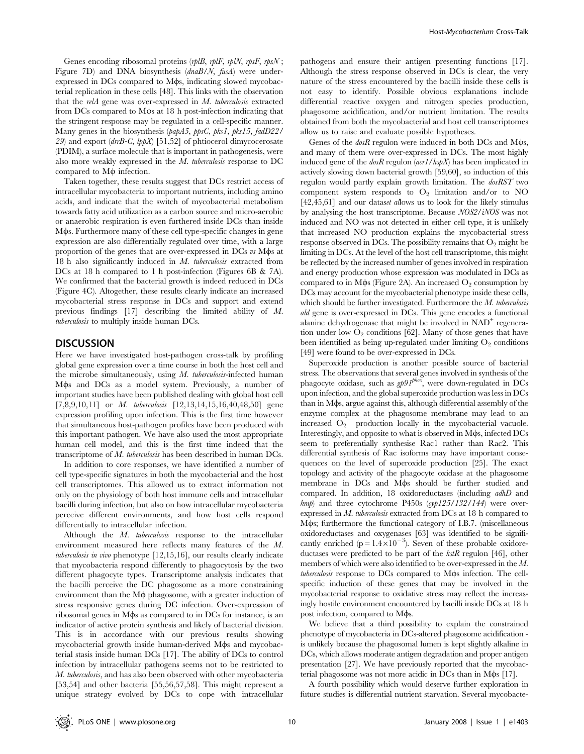Genes encoding ribosomal proteins (*rplB*, *rplF*, *rplN*, *rpsF*, *rpsN* ; Figure 7D) and DNA biosynthesis (*dnaB/N*, *fusA*) were under-expressed in DCs compared to Mφs, indicating slowed mycobacterial replication in these cells [48]. This links with the observation that the *relA* gene was over-expressed in *M. tuberculosis* extracted from DCs compared to Mφs at 18 h post-infection indicating that the stringent response may be regulated in a cell-specific manner. Many genes in the biosynthesis (*papA5*, *ppsC*, *pks1*, *pks15*, *fadD22/29*) and export (*drrB-C*, *lppX*) [51,52] of phtiocerol dimycocerosate (PDIM), a surface molecule that is important in pathogenesis, were also more weakly expressed in the *M. tuberculosis* response to DC compared to Mφ infection.

Taken together, these results suggest that DCs restrict access of intracellular mycobacteria to important nutrients, including amino acids, and indicate that the switch of mycobacterial metabolism towards fatty acid utilization as a carbon source and micro-aerobic or anaerobic respiration is even furthered inside DCs than inside Mφs. Furthermore many of these cell type-specific changes in gene expression are also differentially regulated over time, with a large proportion of the genes that are over-expressed in DCs *vs* Mφs at 18 h also significantly induced in *M. tuberculosis* extracted from DCs at 18 h compared to 1 h post-infection (Figures 6B & 7A). We confirmed that the bacterial growth is indeed reduced in DCs (Figure 4C). Altogether, these results clearly indicate an increased mycobacterial stress response in DCs and support and extend previous findings [17] describing the limited ability of *M. tuberculosis* to multiply inside human DCs.

## DISCUSSION

Here we have investigated host-pathogen cross-talk by profiling global gene expression over a time course in both the host cell and the microbe simultaneously, using *M. tuberculosis*-infected human Mφs and DCs as a model system. Previously, a number of important studies have been published dealing with global host cell [7,8,9,10,11] or *M. tuberculosis* [12,13,14,15,16,40,48,50] gene expression profiling upon infection. This is the first time however that simultaneous host-pathogen profiles have been produced with this important pathogen. We have also used the most appropriate human cell model, and this is the first time indeed that the transcriptome of *M. tuberculosis* has been described in human DCs.

In addition to core responses, we have identified a number of cell type-specific signatures in both the mycobacterial and the host cell transcriptomes. This allowed us to extract information not only on the physiology of both host immune cells and intracellular bacilli during infection, but also on how intracellular mycobacteria perceive different environments, and how host cells respond differentially to intracellular infection.

Although the *M. tuberculosis* response to the intracellular environment measured here reflects many features of the *M. tuberculosis in vivo* phenotype [12,15,16], our results clearly indicate that mycobacteria respond differently to phagocytosis by the two different phagocyte types. Transcriptome analysis indicates that the bacilli perceive the DC phagosome as a more constraining environment than the Mφ phagosome, with a greater induction of stress responsive genes during DC infection. Over-expression of ribosomal genes in Mφs as compared to in DCs for instance, is an indicator of active protein synthesis and likely of bacterial division. This is in accordance with our previous results showing mycobacterial growth inside human-derived Mφs and mycobacterial stasis inside human DCs [17]. The ability of DCs to control infection by intracellular pathogens seems not to be restricted to *M. tuberculosis*, and has also been observed with other mycobacteria [53,54] and other bacteria [55,56,57,58]. This might represent a unique strategy evolved by DCs to cope with intracellular pathogens and ensure their antigen presenting functions [17]. Although the stress response observed in DCs is clear, the very nature of the stress encountered by the bacilli inside these cells is not easy to identify. Possible obvious explanations include differential reactive oxygen and nitrogen species production, phagosome acidification, and/or nutrient limitation. The results obtained from both the mycobacterial and host cell transcriptomes allow us to raise and evaluate possible hypotheses.

Genes of the *dosR* regulon were induced in both DCs and Mφs, and many of them were over-expressed in DCs. The most highly induced gene of the *dosR* regulon (*acr1/hspX*) has been implicated in actively slowing down bacterial growth [59,60], so induction of this regulon would partly explain growth limitation. The *dosRST* two component system responds to $O_2$ limitation and/or to NO [42,45,61] and our dataset allows us to look for the likely stimulus by analysing the host transcriptome. Because *NOS2/iNOS* was not induced and NO was not detected in either cell type, it is unlikely that increased NO production explains the mycobacterial stress response observed in DCs. The possibility remains that $O_2$ might be limiting in DCs. At the level of the host cell transcriptome, this might be reflected by the increased number of genes involved in respiration and energy production whose expression was modulated in DCs as compared to in Mφs (Figure 2A). An increased $O_2$ consumption by DCs may account for the mycobacterial phenotype inside these cells, which should be further investigated. Furthermore the *M. tuberculosis ald* gene is over-expressed in DCs. This gene encodes a functional alanine dehydrogenase that might be involved in $NAD^+$ regeneration under low $O_2$ conditions [62]. Many of those genes that have been identified as being up-regulated under limiting $O_2$ conditions [49] were found to be over-expressed in DCs.

Superoxide production is another possible source of bacterial stress. The observations that several genes involved in synthesis of the phagocyte oxidase, such as $gp91^{phox}$, were down-regulated in DCs upon infection, and the global superoxide production was less in DCs than in Mφs, argue against this, although differential assembly of the enzyme complex at the phagosome membrane may lead to an increased $O_2^-$ production locally in the mycobacterial vacuole. Interestingly, and opposite to what is observed in Mφs, infected DCs seem to preferentially synthesise Rac1 rather than Rac2. This differential synthesis of Rac isoforms may have important consequences on the level of superoxide production [25]. The exact topology and activity of the phagocyte oxidase at the phagosome membrane in DCs and Mφs should be further studied and compared. In addition, 18 oxidoreductases (including *adhD* and *hmp*) and three cytochrome P450s (*cyp125/132/144*) were over-expressed in *M. tuberculosis* extracted from DCs at 18 h compared to Mφs; furthermore the functional category of I.B.7. (miscellaneous oxidoreductases and oxygenases [63] was identified to be significantly enriched ($p = 1.4 \times 10^{-3}$). Seven of these probable oxidoreductases were predicted to be part of the *kstR* regulon [46], other members of which were also identified to be over-expressed in the *M. tuberculosis* response to DCs compared to Mφs infection. The cell-specific induction of these genes that may be involved in the mycobacterial response to oxidative stress may reflect the increasingly hostile environment encountered by bacilli inside DCs at 18 h post infection, compared to Mφs.

We believe that a third possibility to explain the constrained phenotype of mycobacteria in DCs-altered phagosome acidification - is unlikely because the phagosomal lumen is kept slightly alkaline in DCs, which allows moderate antigen degradation and proper antigen presentation [27]. We have previously reported that the mycobacterial phagosome was not more acidic in DCs than in Mφs [17].

A fourth possibility which would deserve further exploration in future studies is differential nutrient starvation. Several mycobacte-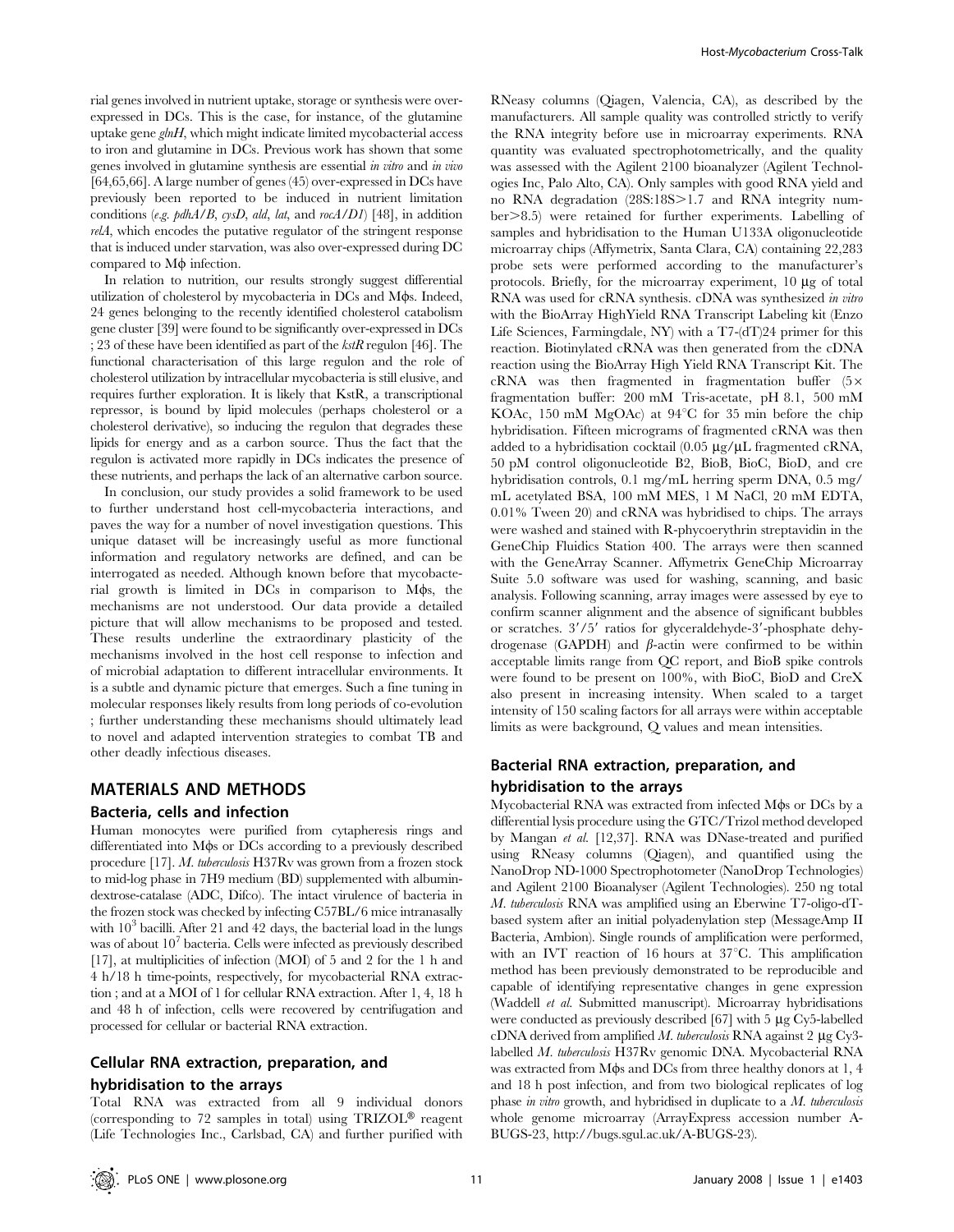rial genes involved in nutrient uptake, storage or synthesis were over-expressed in DCs. This is the case, for instance, of the glutamine uptake gene *glnH*, which might indicate limited mycobacterial access to iron and glutamine in DCs. Previous work has shown that some genes involved in glutamine synthesis are essential *in vitro* and *in vivo* [64,65,66]. A large number of genes (45) over-expressed in DCs have previously been reported to be induced in nutrient limitation conditions (*e.g. pdhA/B*, *cysD*, *ald*, *lat*, and *rocA/D1*) [48], in addition *relA*, which encodes the putative regulator of the stringent response that is induced under starvation, was also over-expressed during DC compared to Mϕ infection.

In relation to nutrition, our results strongly suggest differential utilization of cholesterol by mycobacteria in DCs and Mϕs. Indeed, 24 genes belonging to the recently identified cholesterol catabolism gene cluster [39] were found to be significantly over-expressed in DCs ; 23 of these have been identified as part of the *kstR* regulon [46]. The functional characterisation of this large regulon and the role of cholesterol utilization by intracellular mycobacteria is still elusive, and requires further exploration. It is likely that KstR, a transcriptional repressor, is bound by lipid molecules (perhaps cholesterol or a cholesterol derivative), so inducing the regulon that degrades these lipids for energy and as a carbon source. Thus the fact that the regulon is activated more rapidly in DCs indicates the presence of these nutrients, and perhaps the lack of an alternative carbon source.

In conclusion, our study provides a solid framework to be used to further understand host cell-mycobacteria interactions, and paves the way for a number of novel investigation questions. This unique dataset will be increasingly useful as more functional information and regulatory networks are defined, and can be interrogated as needed. Although known before that mycobacterial growth is limited in DCs in comparison to Mϕs, the mechanisms are not understood. Our data provide a detailed picture that will allow mechanisms to be proposed and tested. These results underline the extraordinary plasticity of the mechanisms involved in the host cell response to infection and of microbial adaptation to different intracellular environments. It is a subtle and dynamic picture that emerges. Such a fine tuning in molecular responses likely results from long periods of co-evolution ; further understanding these mechanisms should ultimately lead to novel and adapted intervention strategies to combat TB and other deadly infectious diseases.

## MATERIALS AND METHODS

### Bacteria, cells and infection

Human monocytes were purified from cytapheresis rings and differentiated into Mϕs or DCs according to a previously described procedure [17]. *M. tuberculosis* H37Rv was grown from a frozen stock to mid-log phase in 7H9 medium (BD) supplemented with albumin-dextrose-catalase (ADC, Difco). The intact virulence of bacteria in the frozen stock was checked by infecting C57BL/6 mice intranasally with $10^3$ bacilli. After 21 and 42 days, the bacterial load in the lungs was of about $10^7$ bacteria. Cells were infected as previously described [17], at multiplicities of infection (MOI) of 5 and 2 for the 1 h and 4 h/18 h time-points, respectively, for mycobacterial RNA extraction ; and at a MOI of 1 for cellular RNA extraction. After 1, 4, 18 h and 48 h of infection, cells were recovered by centrifugation and processed for cellular or bacterial RNA extraction.

### Cellular RNA extraction, preparation, and hybridisation to the arrays

Total RNA was extracted from all 9 individual donors (corresponding to 72 samples in total) using TRIZOL® reagent (Life Technologies Inc., Carlsbad, CA) and further purified with RNeasy columns (Qiagen, Valencia, CA), as described by the manufacturers. All sample quality was controlled strictly to verify the RNA integrity before use in microarray experiments. RNA quantity was evaluated spectrophotometrically, and the quality was assessed with the Agilent 2100 bioanalyzer (Agilent Technologies Inc, Palo Alto, CA). Only samples with good RNA yield and no RNA degradation (28S:18S>1.7 and RNA integrity number>8.5) were retained for further experiments. Labelling of samples and hybridisation to the Human U133A oligonucleotide microarray chips (Affymetrix, Santa Clara, CA) containing 22,283 probe sets were performed according to the manufacturer's protocols. Briefly, for the microarray experiment, 10 μg of total RNA was used for cRNA synthesis. cDNA was synthesized *in vitro* with the BioArray HighYield RNA Transcript Labeling kit (Enzo Life Sciences, Farmingdale, NY) with a T7-(dT)24 primer for this reaction. Biotinylated cRNA was then generated from the cDNA reaction using the BioArray High Yield RNA Transcript Kit. The cRNA was then fragmented in fragmentation buffer (5× fragmentation buffer: 200 mM Tris-acetate, pH 8.1, 500 mM KOAc, 150 mM MgOAc) at 94°C for 35 min before the chip hybridisation. Fifteen micrograms of fragmented cRNA was then added to a hybridisation cocktail (0.05 μg/μL fragmented cRNA, 50 pM control oligonucleotide B2, BioB, BioC, BioD, and cre hybridisation controls, 0.1 mg/mL herring sperm DNA, 0.5 mg/mL acetylated BSA, 100 mM MES, 1 M NaCl, 20 mM EDTA, 0.01% Tween 20) and cRNA was hybridised to chips. The arrays were washed and stained with R-phycoerythrin streptavidin in the GeneChip Fluidics Station 400. The arrays were then scanned with the GeneArray Scanner. Affymetrix GeneChip Microarray Suite 5.0 software was used for washing, scanning, and basic analysis. Following scanning, array images were assessed by eye to confirm scanner alignment and the absence of significant bubbles or scratches. 3′/5′ ratios for glyceraldehyde-3′-phosphate dehydrogenase (GAPDH) and β-actin were confirmed to be within acceptable limits range from QC report, and BioB spike controls were found to be present on 100%, with BioC, BioD and CreX also present in increasing intensity. When scaled to a target intensity of 150 scaling factors for all arrays were within acceptable limits as were background, Q values and mean intensities.

### Bacterial RNA extraction, preparation, and hybridisation to the arrays

Mycobacterial RNA was extracted from infected Mϕs or DCs by a differential lysis procedure using the GTC/Trizol method developed by Mangan *et al.* [12,37]. RNA was DNase-treated and purified using RNeasy columns (Qiagen), and quantified using the NanoDrop ND-1000 Spectrophotometer (NanoDrop Technologies) and Agilent 2100 Bioanalyser (Agilent Technologies). 250 ng total *M. tuberculosis* RNA was amplified using an Eberwine T7-oligo-dT-based system after an initial polyadenylation step (MessageAmp II Bacteria, Ambion). Single rounds of amplification were performed, with an IVT reaction of 16 hours at 37°C. This amplification method has been previously demonstrated to be reproducible and capable of identifying representative changes in gene expression (Waddell *et al.* Submitted manuscript). Microarray hybridisations were conducted as previously described [67] with 5 μg Cy5-labelled cDNA derived from amplified *M. tuberculosis* RNA against 2 μg Cy3-labelled *M. tuberculosis* H37Rv genomic DNA. Mycobacterial RNA was extracted from Mϕs and DCs from three healthy donors at 1, 4 and 18 h post infection, and from two biological replicates of log phase *in vitro* growth, and hybridised in duplicate to a *M. tuberculosis* whole genome microarray (ArrayExpress accession number A-BUGS-23, http://bugs.sgul.ac.uk/A-BUGS-23).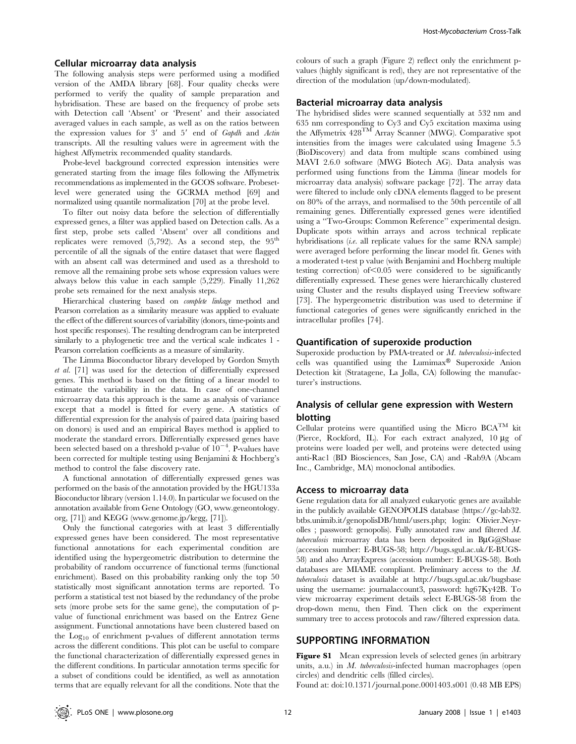### Cellular microarray data analysis

The following analysis steps were performed using a modified version of the AMDA library [68]. Four quality checks were performed to verify the quality of sample preparation and hybridisation. These are based on the frequency of probe sets with Detection call 'Absent' or 'Present' and their associated averaged values in each sample, as well as on the ratios between the expression values for 3′ and 5′ end of *Gapdh* and *Actin* transcripts. All the resulting values were in agreement with the highest Affymetrix recommended quality standards.

Probe-level background corrected expression intensities were generated starting from the image files following the Affymetrix recommendations as implemented in the GCOS software. Probeset-level were generated using the GCRMA method [69] and normalized using quantile normalization [70] at the probe level.

To filter out noisy data before the selection of differentially expressed genes, a filter was applied based on Detection calls. As a first step, probe sets called 'Absent' over all conditions and replicates were removed (5,792). As a second step, the 95$^{th}$ percentile of all the signals of the entire dataset that were flagged with an absent call was determined and used as a threshold to remove all the remaining probe sets whose expression values were always below this value in each sample (5,229). Finally 11,262 probe sets remained for the next analysis steps.

Hierarchical clustering based on *complete linkage* method and Pearson correlation as a similarity measure was applied to evaluate the effect of the different sources of variability (donors, time-points and host specific responses). The resulting dendrogram can be interpreted similarly to a phylogenetic tree and the vertical scale indicates 1 - Pearson correlation coefficients as a measure of similarity.

The Limma Bioconductor library developed by Gordon Smyth *et al.* [71] was used for the detection of differentially expressed genes. This method is based on the fitting of a linear model to estimate the variability in the data. In case of one-channel microarray data this approach is the same as analysis of variance except that a model is fitted for every gene. A statistics of differential expression for the analysis of paired data (pairing based on donors) is used and an empirical Bayes method is applied to moderate the standard errors. Differentially expressed genes have been selected based on a threshold p-value of $10^{-4}$. P-values have been corrected for multiple testing using Benjamini & Hochberg's method to control the false discovery rate.

A functional annotation of differentially expressed genes was performed on the basis of the annotation provided by the HGU133a Bioconductor library (version 1.14.0). In particular we focused on the annotation available from Gene Ontology (GO, www.geneontology.org, [71]) and KEGG (www.genome.jp/kegg, [71]).

Only the functional categories with at least 3 differentially expressed genes have been considered. The most representative functional annotations for each experimental condition are identified using the hypergeometric distribution to determine the probability of random occurrence of functional terms (functional enrichment). Based on this probability ranking only the top 50 statistically most significant annotation terms are reported. To perform a statistical test not biased by the redundancy of the probe sets (more probe sets for the same gene), the computation of p-value of functional enrichment was based on the Entrez Gene assignment. Functional annotations have been clustered based on the $\mathrm{Log}_{10}$ of enrichment p-values of different annotation terms across the different conditions. This plot can be useful to compare the functional characterization of differentially expressed genes in the different conditions. In particular annotation terms specific for a subset of conditions could be identified, as well as annotation terms that are equally relevant for all the conditions. Note that the colours of such a graph (Figure 2) reflect only the enrichment p-values (highly significant is red), they are not representative of the direction of the modulation (up/down-modulated).

### Bacterial microarray data analysis

The hybridised slides were scanned sequentially at 532 nm and 635 nm corresponding to Cy3 and Cy5 excitation maxima using the Affymetrix 428$^{TM}$ Array Scanner (MWG). Comparative spot intensities from the images were calculated using Imagene 5.5 (BioDiscovery) and data from multiple scans combined using MAVI 2.6.0 software (MWG Biotech AG). Data analysis was performed using functions from the Limma (linear models for microarray data analysis) software package [72]. The array data were filtered to include only cDNA elements flagged to be present on 80% of the arrays, and normalised to the 50th percentile of all remaining genes. Differentially expressed genes were identified using a "Two-Groups: Common Reference" experimental design. Duplicate spots within arrays and across technical replicate hybridisations (*i.e.* all replicate values for the same RNA sample) were averaged before performing the linear model fit. Genes with a moderated t-test p value (with Benjamini and Hochberg multiple testing correction) of $<0.05$ were considered to be significantly differentially expressed. These genes were hierarchically clustered using Cluster and the results displayed using Treeview software [73]. The hypergeometric distribution was used to determine if functional categories of genes were significantly enriched in the intracellular profiles [74].

### Quantification of superoxide production

Superoxide production by PMA-treated or *M. tuberculosis*-infected cells was quantified using the Lumimax® Superoxide Anion Detection kit (Stratagene, La Jolla, CA) following the manufacturer's instructions.

### Analysis of cellular gene expression with Western blotting

Cellular proteins were quantified using the Micro BCA$^{TM}$ kit (Pierce, Rockford, IL). For each extract analyzed, 10 µg of proteins were loaded per well, and proteins were detected using anti-Rac1 (BD Biosciences, San Jose, CA) and -Rab9A (Abcam Inc., Cambridge, MA) monoclonal antibodies.

### Access to microarray data

Gene regulation data for all analyzed eukaryotic genes are available in the publicly available GENOPOLIS database (https://gc-lab32.btbs.unimib.it/genopolisDB/html/users.php; login: Olivier.Neyrolles ; password: genopolis). Fully annotated raw and filtered *M. tuberculosis* microarray data has been deposited in BµG@Sbase (accession number: E-BUGS-58; http://bugs.sgul.ac.uk/E-BUGS-58) and also ArrayExpress (accession number: E-BUGS-58). Both databases are MIAME compliant. Preliminary access to the *M. tuberculosis* dataset is available at http://bugs.sgul.ac.uk/bugsbase using the username: journalaccount3, password: hg67Ky42B. To view microarray experiment details select E-BUGS-58 from the drop-down menu, then Find. Then click on the experiment summary tree to access protocols and raw/filtered expression data.

## SUPPORTING INFORMATION

**Figure S1** Mean expression levels of selected genes (in arbitrary units, a.u.) in *M. tuberculosis*-infected human macrophages (open circles) and dendritic cells (filled circles).

Found at: doi:10.1371/journal.pone.0001403.s001 (0.48 MB EPS)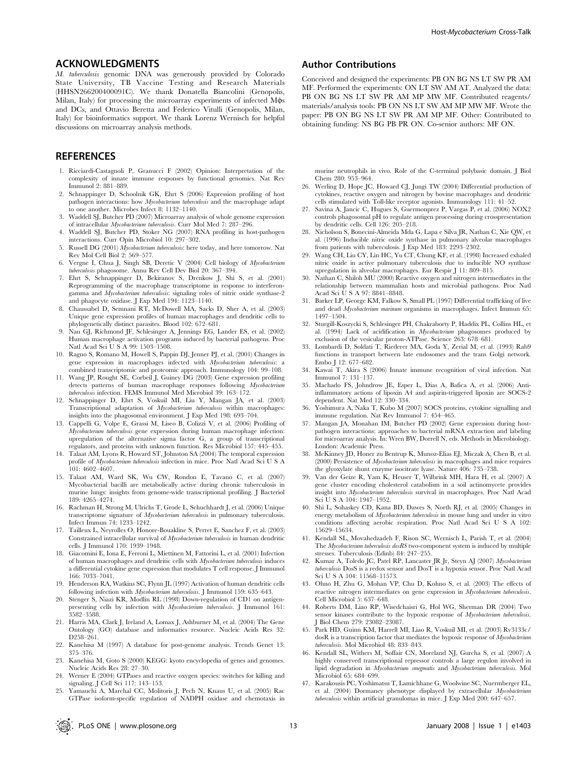## ACKNOWLEDGMENTS

*M. tuberculosis* genomic DNA was generously provided by Colorado State University, TB Vaccine Testing and Research Materials (HHSN266200400091C). We thank Donatella Biancolini (Genopolis, Milan, Italy) for processing the microarray experiments of infected Mϕs and DCs, and Ottavio Beretta and Federico Vitulli (Genopolis, Milan, Italy) for bioinformatics support. We thank Lorenz Wernisch for helpful discussions on microarray analysis methods.

## Author Contributions

Conceived and designed the experiments: PB ON BG NS LT SW PR AM MF. Performed the experiments: ON LT SW AM AT. Analyzed the data: PB ON BG NS LT SW PR AM MP MW MF. Contributed reagents/materials/analysis tools: PB ON NS LT SW AM MP MW MF. Wrote the paper: PB ON BG NS LT SW PR AM MP MF. Other: Contributed to obtaining funding: NS BG PB PR ON. Co-senior authors: MF ON.

## REFERENCES

1. Ricciardi-Castagnoli P, Granucci F (2002) Opinion: Interpretation of the complexity of innate immune responses by functional genomics. Nat Rev Immunol 2: 881–889.
2. Schnappinger D, Schoolnik GK, Ehrt S (2006) Expression profiling of host pathogen interactions: how *Mycobacterium tuberculosis* and the macrophage adapt to one another. Microbes Infect 8: 1132–1140.
3. Waddell SJ, Butcher PD (2007) Microarray analysis of whole genome expression of intracellular *Mycobacterium tuberculosis*. Curr Mol Med 7: 287–296.
4. Waddell SJ, Butcher PD, Stoker NG (2007) RNA profiling in host-pathogen interactions. Curr Opin Microbiol 10: 297–302.
5. Russell DG (2001) *Mycobacterium tuberculosis*: here today, and here tomorrow. Nat Rev Mol Cell Biol 2: 569–577.
6. Vergne I, Chua J, Singh SB, Deretic V (2004) Cell biology of *Mycobacterium tuberculosis* phagosome. Annu Rev Cell Dev Biol 20: 367–394.
7. Ehrt S, Schnappinger D, Bekiranov S, Drenkow J, Shi S, et al. (2001) Reprogramming of the macrophage transcriptome in response to interferon-gamma and *Mycobacterium tuberculosis*: signaling roles of nitric oxide synthase-2 and phagocyte oxidase. J Exp Med 194: 1123–1140.
8. Chaussabel D, Semnani RT, McDowell MA, Sacks D, Sher A, et al. (2003) Unique gene expression profiles of human macrophages and dendritic cells to phylogenetically distinct parasites. Blood 102: 672–681.
9. Nau GJ, Richmond JF, Schlesinger A, Jennings EG, Lander ES, et al. (2002) Human macrophage activation programs induced by bacterial pathogens. Proc Natl Acad Sci U S A 99: 1503–1508.
10. Ragno S, Romano M, Howell S, Pappin DJ, Jenner PJ, et al. (2001) Changes in gene expression in macrophages infected with *Mycobacterium tuberculosis*: a combined transcriptomic and proteomic approach. Immunology 104: 99–108.
11. Wang JP, Rought SE, Corbeil J, Guiney DG (2003) Gene expression profiling detects patterns of human macrophage responses following *Mycobacterium tuberculosis* infection. FEMS Immunol Med Microbiol 39: 163–172.
12. Schnappinger D, Ehrt S, Voskuil MI, Liu Y, Mangan JA, et al. (2003) Transcriptional adaptation of *Mycobacterium tuberculosis* within macrophages: insights into the phagosomal environment. J Exp Med 198: 693–704.
13. Cappelli G, Volpe E, Grassi M, Liseo B, Colizzi V, et al. (2006) Profiling of *Mycobacterium tuberculosis* gene expression during human macrophage infection: upregulation of the alternative sigma factor G, a group of transcriptional regulators, and proteins with unknown function. Res Microbiol 157: 445–455.
14. Talaat AM, Lyons R, Howard ST, Johnston SA (2004) The temporal expression profile of *Mycobacterium tuberculosis* infection in mice. Proc Natl Acad Sci U S A 101: 4602–4607.
15. Talaat AM, Ward SK, Wu CW, Rondon E, Tavano C, et al. (2007) Mycobacterial bacilli are metabolically active during chronic tuberculosis in murine lungs: insights from genome-wide transcriptional profiling. J Bacteriol 189: 4265–4274.
16. Rachman H, Strong M, Ulrichs T, Grode L, Schuchhardt J, et al. (2006) Unique transcriptome signature of *Mycobacterium tuberculosis* in pulmonary tuberculosis. Infect Immun 74: 1233–1242.
17. Tailleux L, Neyrolles O, Honore-Bouakline S, Perret E, Sanchez F, et al. (2003) Constrained intracellular survival of *Mycobacterium tuberculosis* in human dendritic cells. J Immunol 170: 1939–1948.
18. Giacomini E, Iona E, Ferroni L, Miettinen M, Fattorini L, et al. (2001) Infection of human macrophages and dendritic cells with *Mycobacterium tuberculosis* induces a differential cytokine gene expression that modulates T cell response. J Immunol 166: 7033–7041.
19. Henderson RA, Watkins SC, Flynn JL (1997) Activation of human dendritic cells following infection with *Mycobacterium tuberculosis*. J Immunol 159: 635–643.
20. Stenger S, Niazi KR, Modlin RL (1998) Down-regulation of CD1 on antigen-presenting cells by infection with *Mycobacterium tuberculosis*. J Immunol 161: 3582–3588.
21. Harris MA, Clark J, Ireland A, Lomax J, Ashburner M, et al. (2004) The Gene Ontology (GO) database and informatics resource. Nucleic Acids Res 32: D258–261.
22. Kanehisa M (1997) A database for post-genome analysis. Trends Genet 13: 375–376.
23. Kanehisa M, Goto S (2000) KEGG: kyoto encyclopedia of genes and genomes. Nucleic Acids Res 28: 27–30.
24. Werner E (2004) GTPases and reactive oxygen species: switches for killing and signaling. J Cell Sci 117: 143–153.
25. Yamauchi A, Marchal CC, Molitoris J, Pech N, Knaus U, et al. (2005) Rac GTPase isoform-specific regulation of NADPH oxidase and chemotaxis in murine neutrophils in vivo. Role of the C-terminal polybasic domain. J Biol Chem 280: 953–964.
26. Werling D, Hope JC, Howard CJ, Jungi TW (2004) Differential production of cytokines, reactive oxygen and nitrogen by bovine macrophages and dendritic cells stimulated with Toll-like receptor agonists. Immunology 111: 41–52.
27. Savina A, Jancic C, Hugues S, Guermonprez P, Vargas P, et al. (2006) NOX2 controls phagosomal pH to regulate antigen processing during crosspresentation by dendritic cells. Cell 126: 205–218.
28. Nicholson S, Bonecini-Almeida Mda G, Lapa e Silva JR, Nathan C, Xie QW, et al. (1996) Inducible nitric oxide synthase in pulmonary alveolar macrophages from patients with tuberculosis. J Exp Med 183: 2293–2302.
29. Wang CH, Liu CY, Lin HC, Yu CT, Chung KF, et al. (1998) Increased exhaled nitric oxide in active pulmonary tuberculosis due to inducible NO synthase upregulation in alveolar macrophages. Eur Respir J 11: 809–815.
30. Nathan C, Shiloh MU (2000) Reactive oxygen and nitrogen intermediates in the relationship between mammalian hosts and microbial pathogens. Proc Natl Acad Sci U S A 97: 8841–8848.
31. Barker LP, George KM, Falkow S, Small PL (1997) Differential trafficking of live and dead *Mycobacterium marinum* organisms in macrophages. Infect Immun 65: 1497–1504.
32. Sturgill-Koszycki S, Schlesinger PH, Chakraborty P, Haddix PL, Collins HL, et al. (1994) Lack of acidification in *Mycobacterium* phagosomes produced by exclusion of the vesicular proton-ATPase. Science 263: 678–681.
33. Lombardi D, Soldati T, Riederer MA, Goda Y, Zerial M, et al. (1993) Rab9 functions in transport between late endosomes and the trans Golgi network. Embo J 12: 677–682.
34. Kawai T, Akira S (2006) Innate immune recognition of viral infection. Nat Immunol 7: 131–137.
35. Machado FS, Johndrow JE, Esper L, Dias A, Bafica A, et al. (2006) Anti-inflammatory actions of lipoxin A4 and aspirin-triggered lipoxin are SOCS-2 dependent. Nat Med 12: 330–334.
36. Yoshimura A, Naka T, Kubo M (2007) SOCS proteins, cytokine signalling and immune regulation. Nat Rev Immunol 7: 454–465.
37. Mangan JA, Monahan IM, Butcher PD (2002) Gene expression during host-pathogen interactions: approaches to bacterial mRNA extraction and labeling for microarray analysis. In: Wren BW, Dorrell N, eds. Methods in Microbiology. London: Academic Press.
38. McKinney JD, Honer zu Bentrup K, Munoz-Elias EJ, Miczak A, Chen B, et al. (2000) Persistence of *Mycobacterium tuberculosis* in macrophages and mice requires the glyoxylate shunt enzyme isocitrate lyase. Nature 406: 735–738.
39. Van der Geize R, Yam K, Heuser T, Wilbrink MH, Hara H, et al. (2007) A gene cluster encoding cholesterol catabolism in a soil actinomycete provides insight into *Mycobacterium tuberculosis* survival in macrophages. Proc Natl Acad Sci U S A 104: 1947–1952.
40. Shi L, Sohaskey CD, Kana BD, Dawes S, North RJ, et al. (2005) Changes in energy metabolism of *Mycobacterium tuberculosis* in mouse lung and under in vitro conditions affecting aerobic respiration. Proc Natl Acad Sci U S A 102: 15629–15634.
41. Kendall SL, Movahedzadeh F, Rison SC, Wernisch L, Parish T, et al. (2004) The *Mycobacterium tuberculosis dosRS* two-component system is induced by multiple stresses. Tuberculosis (Edinb) 84: 247–255.
42. Kumar A, Toledo JC, Patel RP, Lancaster JR Jr, Steyn AJ (2007) *Mycobacterium tuberculosis* DosS is a redox sensor and DosT is a hypoxia sensor. Proc Natl Acad Sci U S A 104: 11568–11573.
43. Ohno H, Zhu G, Mohan VP, Chu D, Kohno S, et al. (2003) The effects of reactive nitrogen intermediates on gene expression in *Mycobacterium tuberculosis*. Cell Microbiol 5: 637–648.
44. Roberts DM, Liao RP, Wisedchaisri G, Hol WG, Sherman DR (2004) Two sensor kinases contribute to the hypoxic response of *Mycobacterium tuberculosis*. J Biol Chem 279: 23082–23087.
45. Park HD, Guinn KM, Harrell MI, Liao R, Voskuil MI, et al. (2003) Rv3133c/dosR is a transcription factor that mediates the hypoxic response of *Mycobacterium tuberculosis*. Mol Microbiol 48: 833–843.
46. Kendall SL, Withers M, Soffair CN, Moreland NJ, Gurcha S, et al. (2007) A highly conserved transcriptional repressor controls a large regulon involved in lipid degradation in *Mycobacterium smegmatis* and *Mycobacterium tuberculosis*. Mol Microbiol 65: 684–699.
47. Karakousis PC, Yoshimatsu T, Lamichhane G, Woolwine SC, Nuermberger EL, et al. (2004) Dormancy phenotype displayed by extracellular *Mycobacterium tuberculosis* within artificial granulomas in mice. J Exp Med 200: 647–657.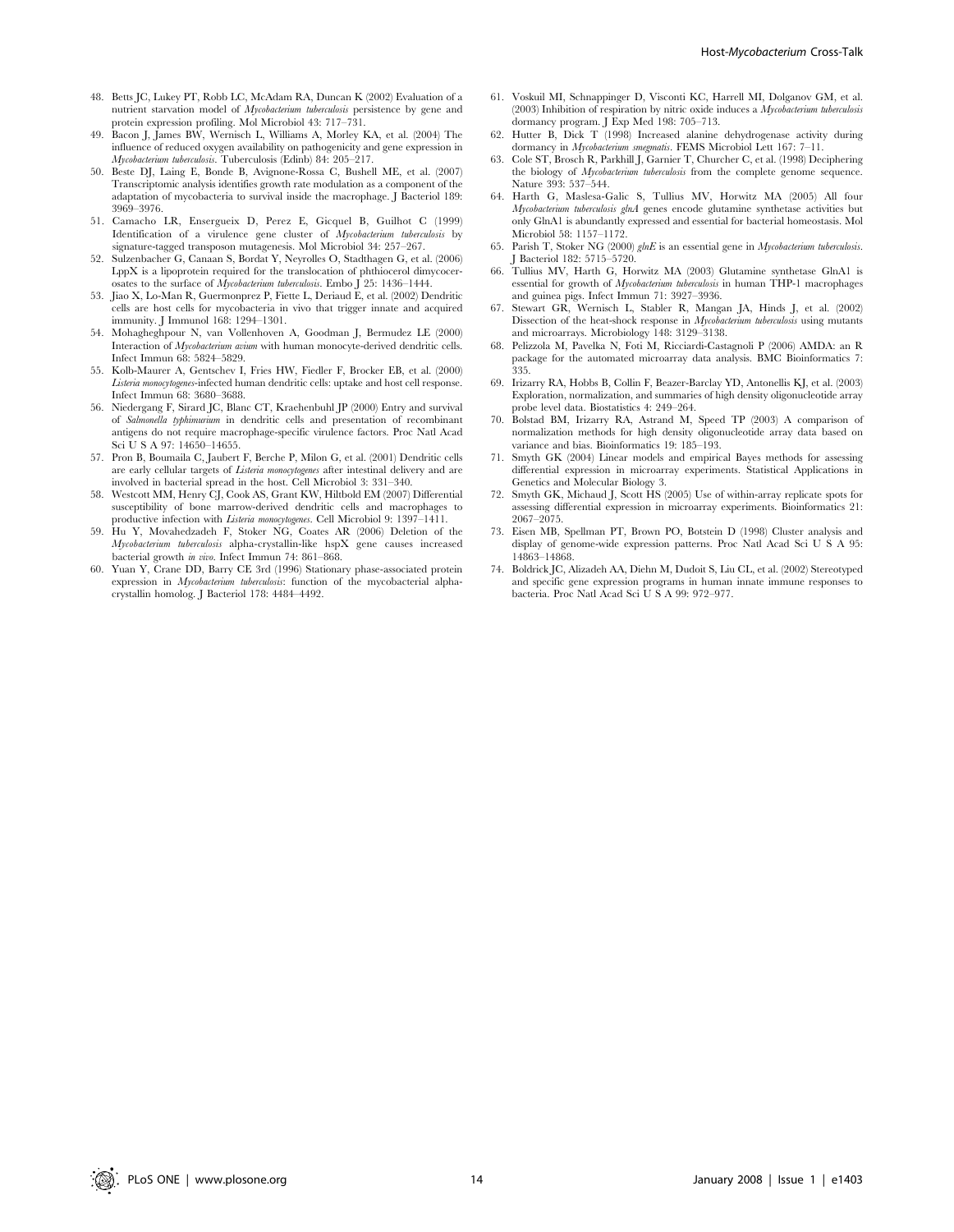48. Betts JC, Lukey PT, Robb LC, McAdam RA, Duncan K (2002) Evaluation of a nutrient starvation model of *Mycobacterium tuberculosis* persistence by gene and protein expression profiling. Mol Microbiol 43: 717–731.
49. Bacon J, James BW, Wernisch L, Williams A, Morley KA, et al. (2004) The influence of reduced oxygen availability on pathogenicity and gene expression in *Mycobacterium tuberculosis*. Tuberculosis (Edinb) 84: 205–217.
50. Beste DJ, Laing E, Bonde B, Avignone-Rossa C, Bushell ME, et al. (2007) Transcriptomic analysis identifies growth rate modulation as a component of the adaptation of mycobacteria to survival inside the macrophage. J Bacteriol 189: 3969–3976.
51. Camacho LR, Ensergueix D, Perez E, Gicquel B, Guilhot C (1999) Identification of a virulence gene cluster of *Mycobacterium tuberculosis* by signature-tagged transposon mutagenesis. Mol Microbiol 34: 257–267.
52. Sulzenbacher G, Canaan S, Bordat Y, Neyrolles O, Stadthagen G, et al. (2006) LppX is a lipoprotein required for the translocation of phthiocerol dimycocerosates to the surface of *Mycobacterium tuberculosis*. Embo J 25: 1436–1444.
53. Jiao X, Lo-Man R, Guermonprez P, Fiette L, Deriaud E, et al. (2002) Dendritic cells are host cells for mycobacteria in vivo that trigger innate and acquired immunity. J Immunol 168: 1294–1301.
54. Mohagheghpour N, van Vollenhoven A, Goodman J, Bermudez LE (2000) Interaction of *Mycobacterium avium* with human monocyte-derived dendritic cells. Infect Immun 68: 5824–5829.
55. Kolb-Maurer A, Gentschev I, Fries HW, Fiedler F, Brocker EB, et al. (2000) *Listeria monocytogenes*-infected human dendritic cells: uptake and host cell response. Infect Immun 68: 3680–3688.
56. Niedergang F, Sirard JC, Blanc CT, Kraehenbuhl JP (2000) Entry and survival of *Salmonella typhimurium* in dendritic cells and presentation of recombinant antigens do not require macrophage-specific virulence factors. Proc Natl Acad Sci U S A 97: 14650–14655.
57. Pron B, Boumaila C, Jaubert F, Berche P, Milon G, et al. (2001) Dendritic cells are early cellular targets of *Listeria monocytogenes* after intestinal delivery and are involved in bacterial spread in the host. Cell Microbiol 3: 331–340.
58. Westcott MM, Henry CJ, Cook AS, Grant KW, Hiltbold EM (2007) Differential susceptibility of bone marrow-derived dendritic cells and macrophages to productive infection with *Listeria monocytogenes*. Cell Microbiol 9: 1397–1411.
59. Hu Y, Movahedzadeh F, Stoker NG, Coates AR (2006) Deletion of the *Mycobacterium tuberculosis* alpha-crystallin-like hspX gene causes increased bacterial growth *in vivo*. Infect Immun 74: 861–868.
60. Yuan Y, Crane DD, Barry CE 3rd (1996) Stationary phase-associated protein expression in *Mycobacterium tuberculosis*: function of the mycobacterial alpha-crystallin homolog. J Bacteriol 178: 4484–4492.
61. Voskuil MI, Schnappinger D, Visconti KC, Harrell MI, Dolganov GM, et al. (2003) Inhibition of respiration by nitric oxide induces a *Mycobacterium tuberculosis* dormancy program. J Exp Med 198: 705–713.
62. Hutter B, Dick T (1998) Increased alanine dehydrogenase activity during dormancy in *Mycobacterium smegmatis*. FEMS Microbiol Lett 167: 7–11.
63. Cole ST, Brosch R, Parkhill J, Garnier T, Churcher C, et al. (1998) Deciphering the biology of *Mycobacterium tuberculosis* from the complete genome sequence. Nature 393: 537–544.
64. Harth G, Maslesa-Galic S, Tullius MV, Horwitz MA (2005) All four *Mycobacterium tuberculosis glnA* genes encode glutamine synthetase activities but only GlnA1 is abundantly expressed and essential for bacterial homeostasis. Mol Microbiol 58: 1157–1172.
65. Parish T, Stoker NG (2000) *glnE* is an essential gene in *Mycobacterium tuberculosis*. J Bacteriol 182: 5715–5720.
66. Tullius MV, Harth G, Horwitz MA (2003) Glutamine synthetase GlnA1 is essential for growth of *Mycobacterium tuberculosis* in human THP-1 macrophages and guinea pigs. Infect Immun 71: 3927–3936.
67. Stewart GR, Wernisch L, Stabler R, Mangan JA, Hinds J, et al. (2002) Dissection of the heat-shock response in *Mycobacterium tuberculosis* using mutants and microarrays. Microbiology 148: 3129–3138.
68. Pelizzola M, Pavelka N, Foti M, Ricciardi-Castagnoli P (2006) AMDA: an R package for the automated microarray data analysis. BMC Bioinformatics 7: 335.
69. Irizarry RA, Hobbs B, Collin F, Beazer-Barclay YD, Antonellis KJ, et al. (2003) Exploration, normalization, and summaries of high density oligonucleotide array probe level data. Biostatistics 4: 249–264.
70. Bolstad BM, Irizarry RA, Astrand M, Speed TP (2003) A comparison of normalization methods for high density oligonucleotide array data based on variance and bias. Bioinformatics 19: 185–193.
71. Smyth GK (2004) Linear models and empirical Bayes methods for assessing differential expression in microarray experiments. Statistical Applications in Genetics and Molecular Biology 3.
72. Smyth GK, Michaud J, Scott HS (2005) Use of within-array replicate spots for assessing differential expression in microarray experiments. Bioinformatics 21: 2067–2075.
73. Eisen MB, Spellman PT, Brown PO, Botstein D (1998) Cluster analysis and display of genome-wide expression patterns. Proc Natl Acad Sci U S A 95: 14863–14868.
74. Boldrick JC, Alizadeh AA, Diehn M, Dudoit S, Liu CL, et al. (2002) Stereotyped and specific gene expression programs in human innate immune responses to bacteria. Proc Natl Acad Sci U S A 99: 972–977.